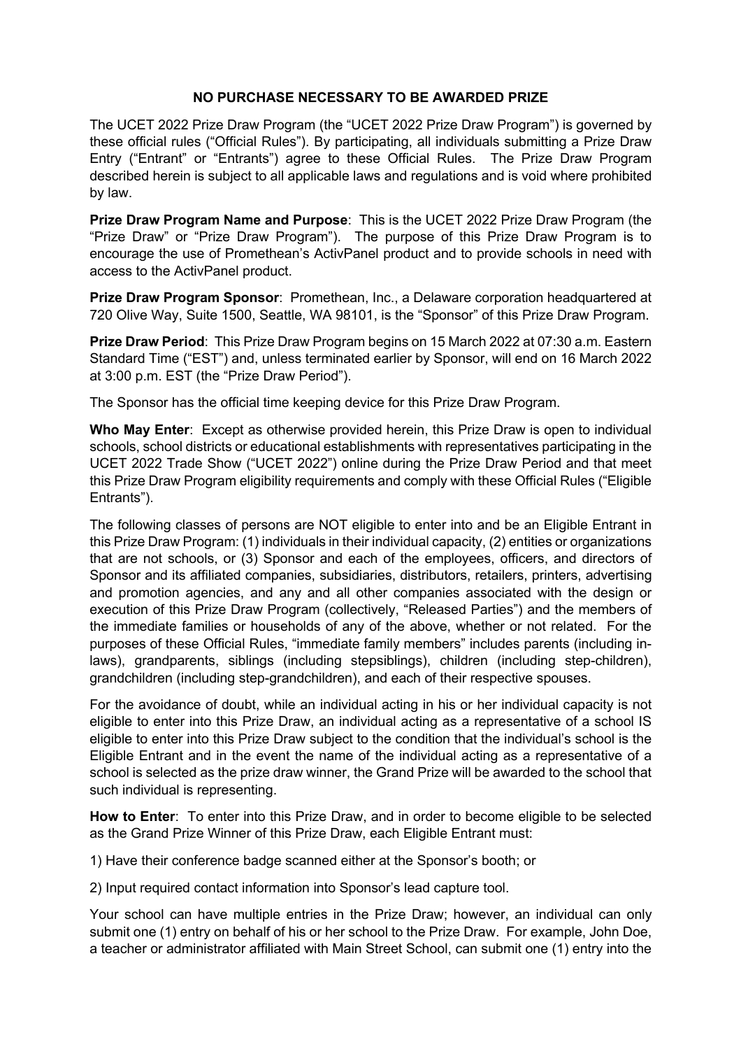**NO PURCHASE NECESSARY TO BE AWARDED PRIZE**

The UCET 2022 Prize Draw Program (the "UCET 2022 Prize Draw Program") is governed by these official rules ("Official Rules"). By participating, all individuals submitting a Prize Draw Entry ("Entrant" or "Entrants") agree to these Official Rules. The Prize Draw Program described herein is subject to all applicable laws and regulations and is void where prohibited by law.

**Prize Draw Program Name and Purpose**: This is the UCET 2022 Prize Draw Program (the "Prize Draw" or "Prize Draw Program"). The purpose of this Prize Draw Program is to encourage the use of Promethean's ActivPanel product and to provide schools in need with access to the ActivPanel product.

**Prize Draw Program Sponsor**: Promethean, Inc., a Delaware corporation headquartered at 720 Olive Way, Suite 1500, Seattle, WA 98101, is the "Sponsor" of this Prize Draw Program.

**Prize Draw Period**: This Prize Draw Program begins on 15 March 2022 at 07:30 a.m. Eastern Standard Time ("EST") and, unless terminated earlier by Sponsor, will end on 16 March 2022 at 3:00 p.m. EST (the "Prize Draw Period").

The Sponsor has the official time keeping device for this Prize Draw Program.

**Who May Enter**: Except as otherwise provided herein, this Prize Draw is open to individual schools, school districts or educational establishments with representatives participating in the UCET 2022 Trade Show ("UCET 2022") online during the Prize Draw Period and that meet this Prize Draw Program eligibility requirements and comply with these Official Rules ("Eligible Entrants").

The following classes of persons are NOT eligible to enter into and be an Eligible Entrant in this Prize Draw Program: (1) individuals in their individual capacity, (2) entities or organizations that are not schools, or (3) Sponsor and each of the employees, officers, and directors of Sponsor and its affiliated companies, subsidiaries, distributors, retailers, printers, advertising and promotion agencies, and any and all other companies associated with the design or execution of this Prize Draw Program (collectively, "Released Parties") and the members of the immediate families or households of any of the above, whether or not related. For the purposes of these Official Rules, "immediate family members" includes parents (including in-laws), grandparents, siblings (including stepsiblings), children (including step-children), grandchildren (including step-grandchildren), and each of their respective spouses.

For the avoidance of doubt, while an individual acting in his or her individual capacity is not eligible to enter into this Prize Draw, an individual acting as a representative of a school IS eligible to enter into this Prize Draw subject to the condition that the individual's school is the Eligible Entrant and in the event the name of the individual acting as a representative of a school is selected as the prize draw winner, the Grand Prize will be awarded to the school that such individual is representing.

**How to Enter**: To enter into this Prize Draw, and in order to become eligible to be selected as the Grand Prize Winner of this Prize Draw, each Eligible Entrant must:

1) Have their conference badge scanned either at the Sponsor's booth; or

2) Input required contact information into Sponsor's lead capture tool.

Your school can have multiple entries in the Prize Draw; however, an individual can only submit one (1) entry on behalf of his or her school to the Prize Draw. For example, John Doe, a teacher or administrator affiliated with Main Street School, can submit one (1) entry into the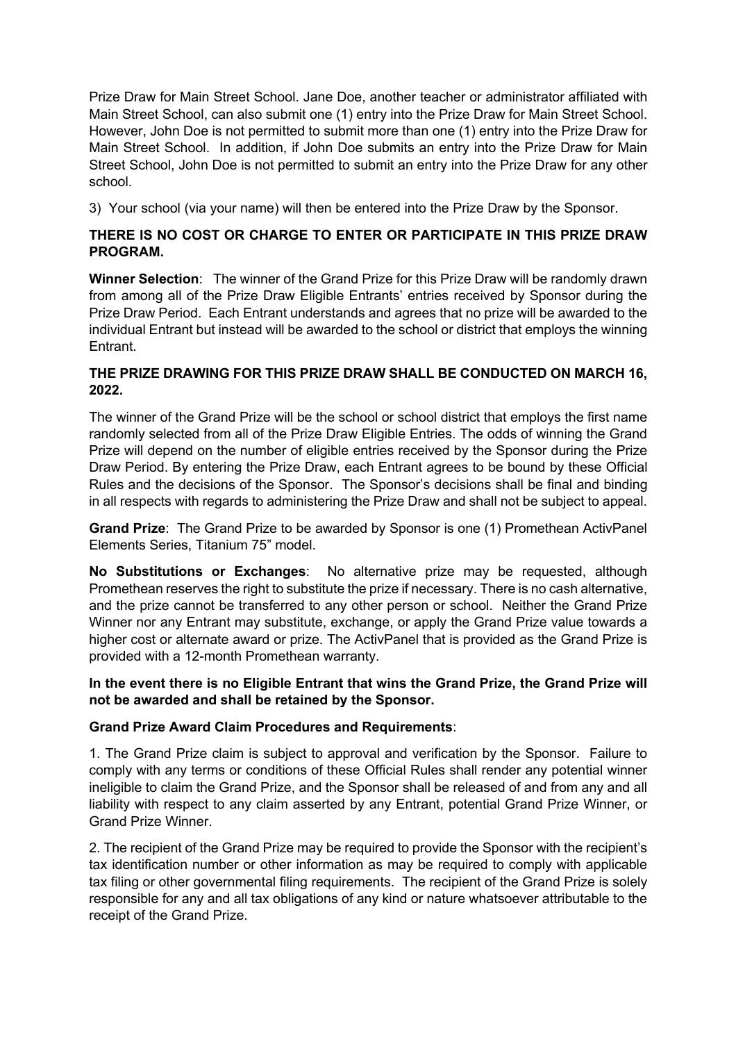Prize Draw for Main Street School. Jane Doe, another teacher or administrator affiliated with Main Street School, can also submit one (1) entry into the Prize Draw for Main Street School. However, John Doe is not permitted to submit more than one (1) entry into the Prize Draw for Main Street School. In addition, if John Doe submits an entry into the Prize Draw for Main Street School, John Doe is not permitted to submit an entry into the Prize Draw for any other school.

3) Your school (via your name) will then be entered into the Prize Draw by the Sponsor.

**THERE IS NO COST OR CHARGE TO ENTER OR PARTICIPATE IN THIS PRIZE DRAW PROGRAM.**

**Winner Selection**: The winner of the Grand Prize for this Prize Draw will be randomly drawn from among all of the Prize Draw Eligible Entrants' entries received by Sponsor during the Prize Draw Period. Each Entrant understands and agrees that no prize will be awarded to the individual Entrant but instead will be awarded to the school or district that employs the winning Entrant.

**THE PRIZE DRAWING FOR THIS PRIZE DRAW SHALL BE CONDUCTED ON MARCH 16, 2022.**

The winner of the Grand Prize will be the school or school district that employs the first name randomly selected from all of the Prize Draw Eligible Entries. The odds of winning the Grand Prize will depend on the number of eligible entries received by the Sponsor during the Prize Draw Period. By entering the Prize Draw, each Entrant agrees to be bound by these Official Rules and the decisions of the Sponsor. The Sponsor's decisions shall be final and binding in all respects with regards to administering the Prize Draw and shall not be subject to appeal.

**Grand Prize**: The Grand Prize to be awarded by Sponsor is one (1) Promethean ActivPanel Elements Series, Titanium 75" model.

**No Substitutions or Exchanges**: No alternative prize may be requested, although Promethean reserves the right to substitute the prize if necessary. There is no cash alternative, and the prize cannot be transferred to any other person or school. Neither the Grand Prize Winner nor any Entrant may substitute, exchange, or apply the Grand Prize value towards a higher cost or alternate award or prize. The ActivPanel that is provided as the Grand Prize is provided with a 12-month Promethean warranty.

**In the event there is no Eligible Entrant that wins the Grand Prize, the Grand Prize will not be awarded and shall be retained by the Sponsor.**

**Grand Prize Award Claim Procedures and Requirements**:

1. The Grand Prize claim is subject to approval and verification by the Sponsor. Failure to comply with any terms or conditions of these Official Rules shall render any potential winner ineligible to claim the Grand Prize, and the Sponsor shall be released of and from any and all liability with respect to any claim asserted by any Entrant, potential Grand Prize Winner, or Grand Prize Winner.

2. The recipient of the Grand Prize may be required to provide the Sponsor with the recipient's tax identification number or other information as may be required to comply with applicable tax filing or other governmental filing requirements. The recipient of the Grand Prize is solely responsible for any and all tax obligations of any kind or nature whatsoever attributable to the receipt of the Grand Prize.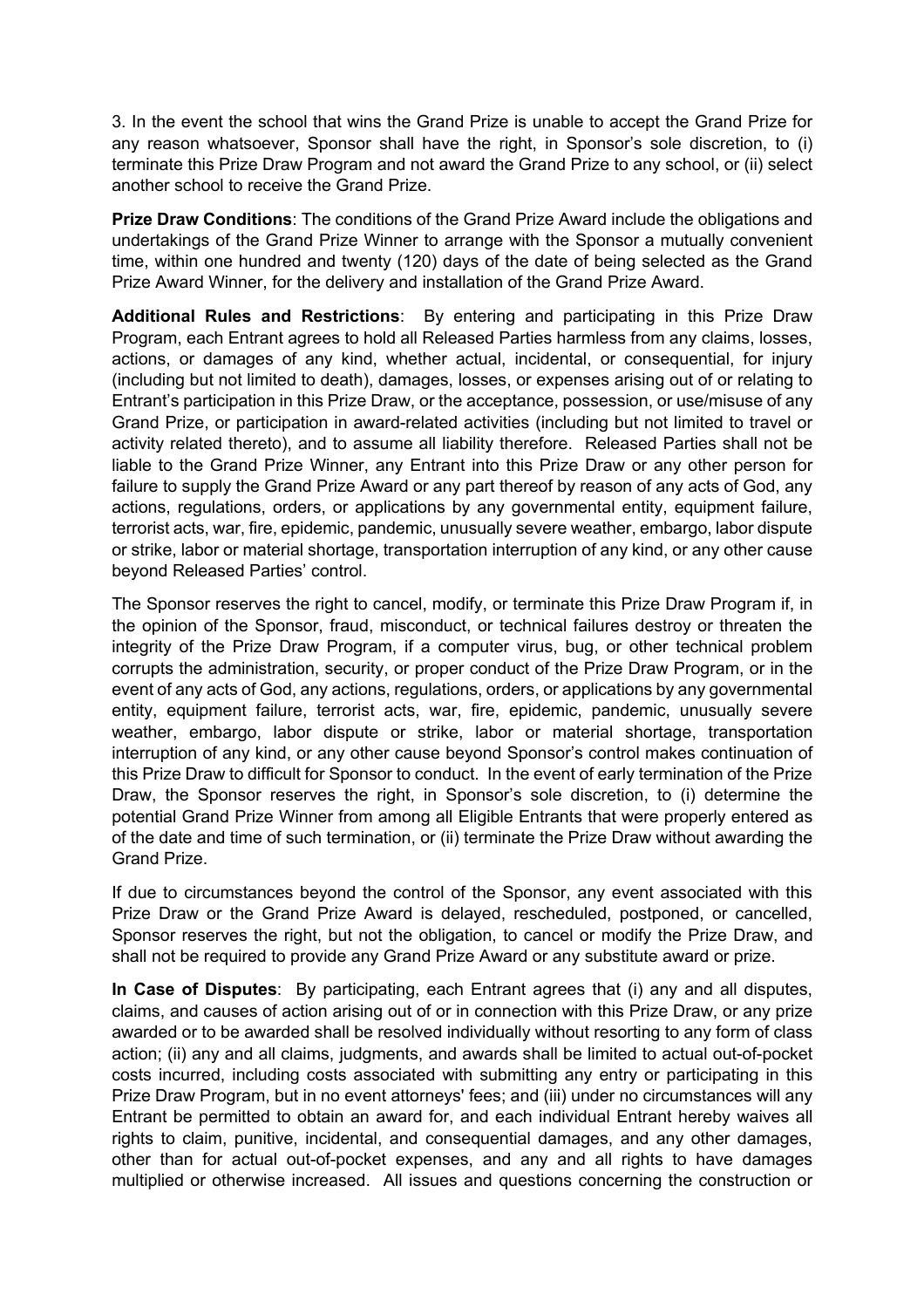3. In the event the school that wins the Grand Prize is unable to accept the Grand Prize for any reason whatsoever, Sponsor shall have the right, in Sponsor's sole discretion, to (i) terminate this Prize Draw Program and not award the Grand Prize to any school, or (ii) select another school to receive the Grand Prize.

**Prize Draw Conditions**: The conditions of the Grand Prize Award include the obligations and undertakings of the Grand Prize Winner to arrange with the Sponsor a mutually convenient time, within one hundred and twenty (120) days of the date of being selected as the Grand Prize Award Winner, for the delivery and installation of the Grand Prize Award.

**Additional Rules and Restrictions**: By entering and participating in this Prize Draw Program, each Entrant agrees to hold all Released Parties harmless from any claims, losses, actions, or damages of any kind, whether actual, incidental, or consequential, for injury (including but not limited to death), damages, losses, or expenses arising out of or relating to Entrant's participation in this Prize Draw, or the acceptance, possession, or use/misuse of any Grand Prize, or participation in award-related activities (including but not limited to travel or activity related thereto), and to assume all liability therefore. Released Parties shall not be liable to the Grand Prize Winner, any Entrant into this Prize Draw or any other person for failure to supply the Grand Prize Award or any part thereof by reason of any acts of God, any actions, regulations, orders, or applications by any governmental entity, equipment failure, terrorist acts, war, fire, epidemic, pandemic, unusually severe weather, embargo, labor dispute or strike, labor or material shortage, transportation interruption of any kind, or any other cause beyond Released Parties' control.

The Sponsor reserves the right to cancel, modify, or terminate this Prize Draw Program if, in the opinion of the Sponsor, fraud, misconduct, or technical failures destroy or threaten the integrity of the Prize Draw Program, if a computer virus, bug, or other technical problem corrupts the administration, security, or proper conduct of the Prize Draw Program, or in the event of any acts of God, any actions, regulations, orders, or applications by any governmental entity, equipment failure, terrorist acts, war, fire, epidemic, pandemic, unusually severe weather, embargo, labor dispute or strike, labor or material shortage, transportation interruption of any kind, or any other cause beyond Sponsor's control makes continuation of this Prize Draw to difficult for Sponsor to conduct. In the event of early termination of the Prize Draw, the Sponsor reserves the right, in Sponsor's sole discretion, to (i) determine the potential Grand Prize Winner from among all Eligible Entrants that were properly entered as of the date and time of such termination, or (ii) terminate the Prize Draw without awarding the Grand Prize.

If due to circumstances beyond the control of the Sponsor, any event associated with this Prize Draw or the Grand Prize Award is delayed, rescheduled, postponed, or cancelled, Sponsor reserves the right, but not the obligation, to cancel or modify the Prize Draw, and shall not be required to provide any Grand Prize Award or any substitute award or prize.

**In Case of Disputes**: By participating, each Entrant agrees that (i) any and all disputes, claims, and causes of action arising out of or in connection with this Prize Draw, or any prize awarded or to be awarded shall be resolved individually without resorting to any form of class action; (ii) any and all claims, judgments, and awards shall be limited to actual out-of-pocket costs incurred, including costs associated with submitting any entry or participating in this Prize Draw Program, but in no event attorneys' fees; and (iii) under no circumstances will any Entrant be permitted to obtain an award for, and each individual Entrant hereby waives all rights to claim, punitive, incidental, and consequential damages, and any other damages, other than for actual out-of-pocket expenses, and any and all rights to have damages multiplied or otherwise increased. All issues and questions concerning the construction or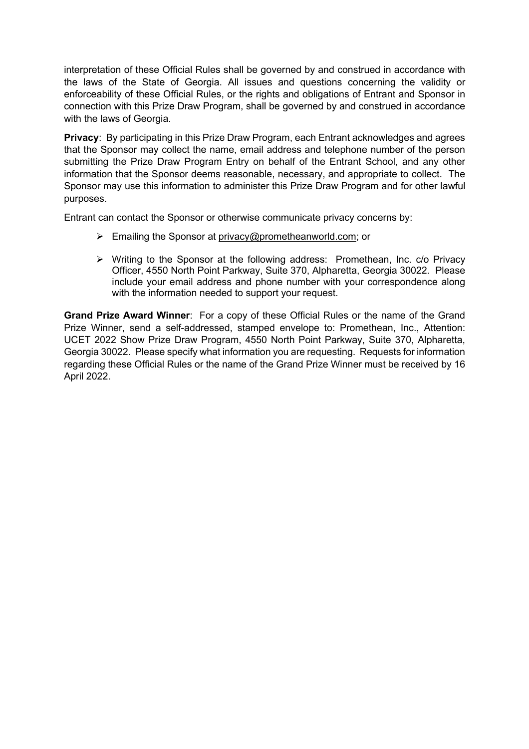interpretation of these Official Rules shall be governed by and construed in accordance with the laws of the State of Georgia. All issues and questions concerning the validity or enforceability of these Official Rules, or the rights and obligations of Entrant and Sponsor in connection with this Prize Draw Program, shall be governed by and construed in accordance with the laws of Georgia.

**Privacy**: By participating in this Prize Draw Program, each Entrant acknowledges and agrees that the Sponsor may collect the name, email address and telephone number of the person submitting the Prize Draw Program Entry on behalf of the Entrant School, and any other information that the Sponsor deems reasonable, necessary, and appropriate to collect. The Sponsor may use this information to administer this Prize Draw Program and for other lawful purposes.

Entrant can contact the Sponsor or otherwise communicate privacy concerns by:

- Emailing the Sponsor at privacy@prometheanworld.com; or
- Writing to the Sponsor at the following address: Promethean, Inc. c/o Privacy Officer, 4550 North Point Parkway, Suite 370, Alpharetta, Georgia 30022. Please include your email address and phone number with your correspondence along with the information needed to support your request.

**Grand Prize Award Winner**: For a copy of these Official Rules or the name of the Grand Prize Winner, send a self-addressed, stamped envelope to: Promethean, Inc., Attention: UCET 2022 Show Prize Draw Program, 4550 North Point Parkway, Suite 370, Alpharetta, Georgia 30022. Please specify what information you are requesting. Requests for information regarding these Official Rules or the name of the Grand Prize Winner must be received by 16 April 2022.